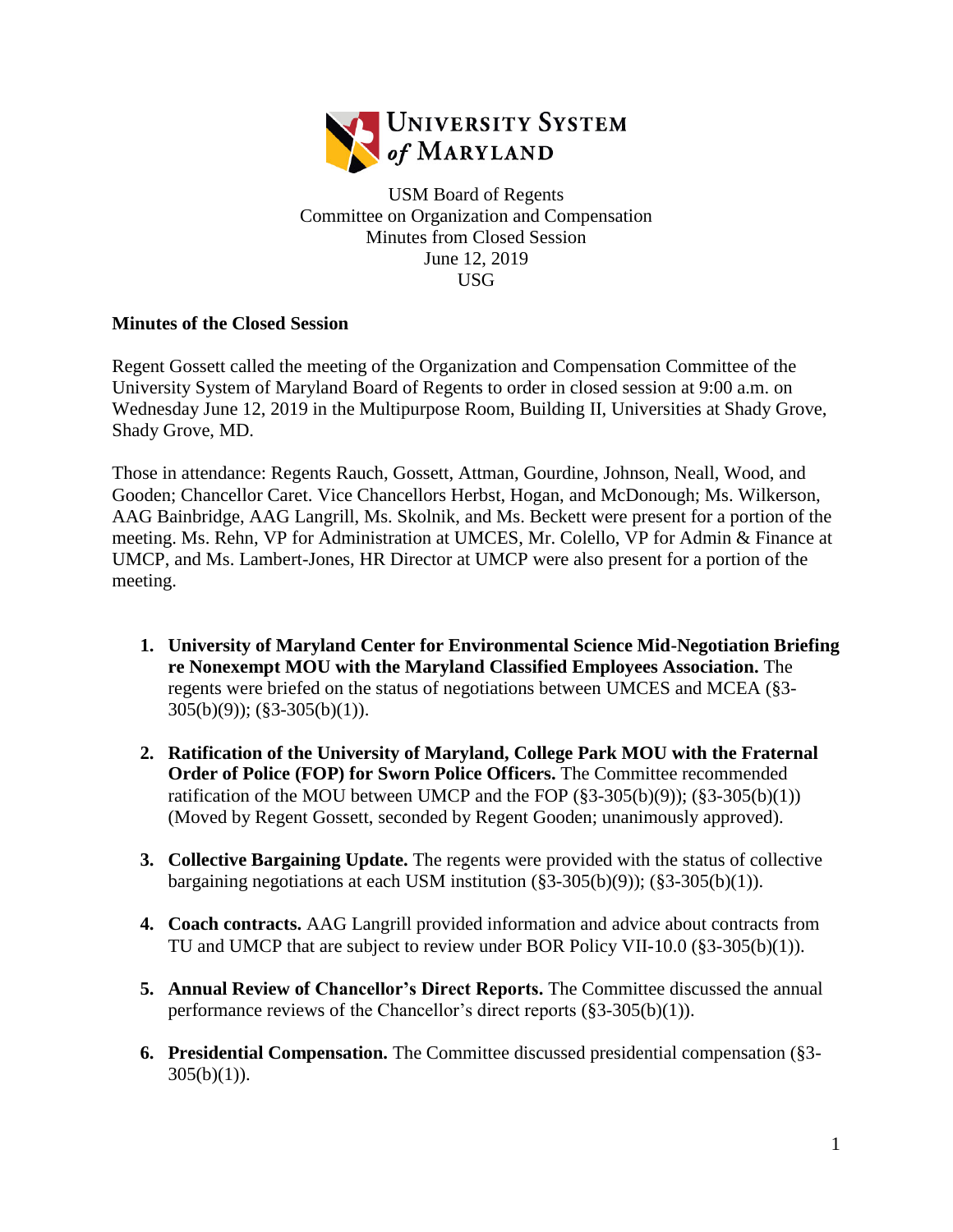UNIVERSITY SYSTEM *of* MARYLAND

USM Board of Regents
Committee on Organization and Compensation
Minutes from Closed Session
June 12, 2019
USG

**Minutes of the Closed Session**

Regent Gossett called the meeting of the Organization and Compensation Committee of the University System of Maryland Board of Regents to order in closed session at 9:00 a.m. on Wednesday June 12, 2019 in the Multipurpose Room, Building II, Universities at Shady Grove, Shady Grove, MD.

Those in attendance: Regents Rauch, Gossett, Attman, Gourdine, Johnson, Neall, Wood, and Gooden; Chancellor Caret. Vice Chancellors Herbst, Hogan, and McDonough; Ms. Wilkerson, AAG Bainbridge, AAG Langrill, Ms. Skolnik, and Ms. Beckett were present for a portion of the meeting. Ms. Rehn, VP for Administration at UMCES, Mr. Colello, VP for Admin & Finance at UMCP, and Ms. Lambert-Jones, HR Director at UMCP were also present for a portion of the meeting.

1. **University of Maryland Center for Environmental Science Mid-Negotiation Briefing re Nonexempt MOU with the Maryland Classified Employees Association.** The regents were briefed on the status of negotiations between UMCES and MCEA (§3-305(b)(9)); (§3-305(b)(1)).

2. **Ratification of the University of Maryland, College Park MOU with the Fraternal Order of Police (FOP) for Sworn Police Officers.** The Committee recommended ratification of the MOU between UMCP and the FOP (§3-305(b)(9)); (§3-305(b)(1)) (Moved by Regent Gossett, seconded by Regent Gooden; unanimously approved).

3. **Collective Bargaining Update.** The regents were provided with the status of collective bargaining negotiations at each USM institution (§3-305(b)(9)); (§3-305(b)(1)).

4. **Coach contracts.** AAG Langrill provided information and advice about contracts from TU and UMCP that are subject to review under BOR Policy VII-10.0 (§3-305(b)(1)).

5. **Annual Review of Chancellor's Direct Reports.** The Committee discussed the annual performance reviews of the Chancellor's direct reports (§3-305(b)(1)).

6. **Presidential Compensation.** The Committee discussed presidential compensation (§3-305(b)(1)).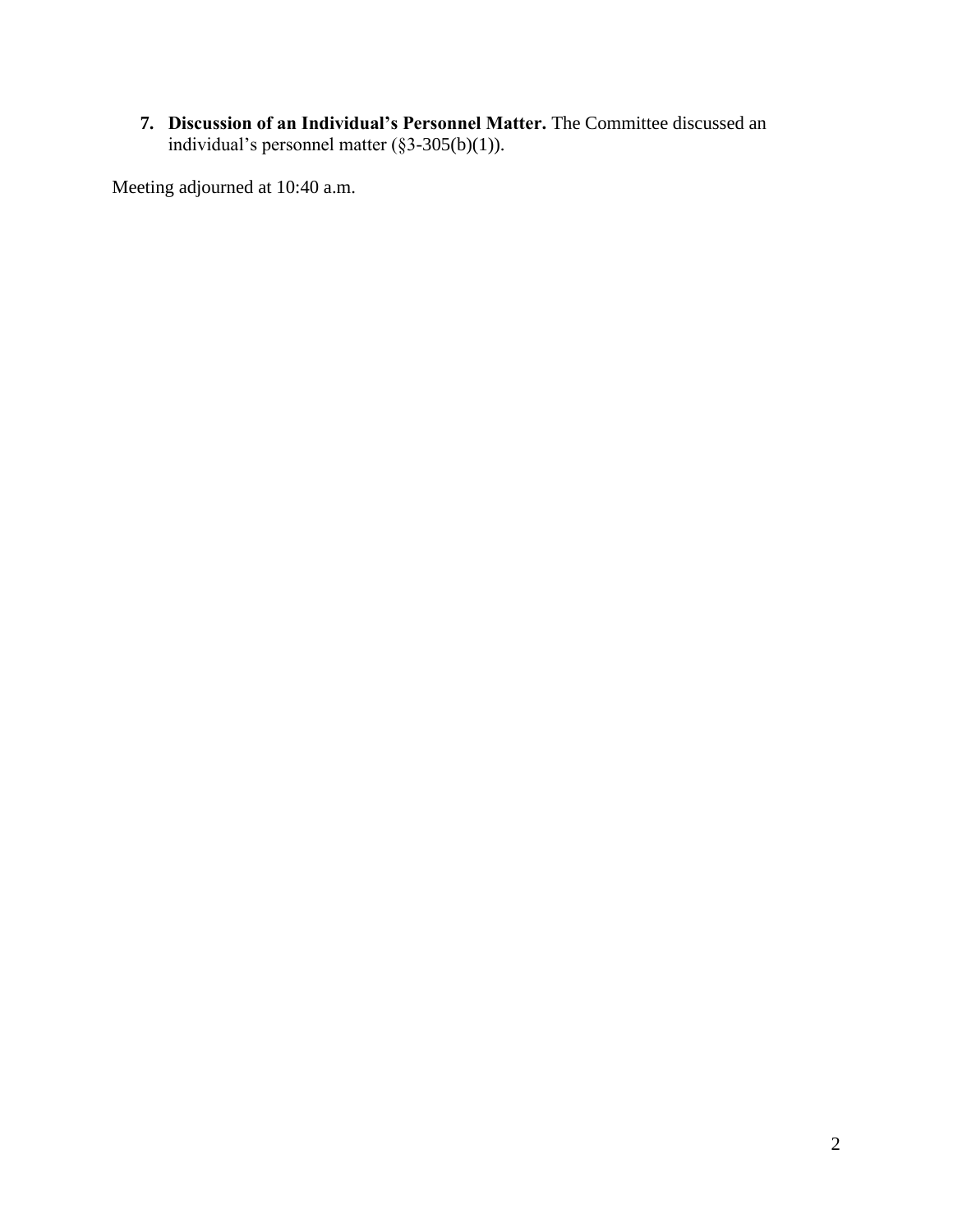7. **Discussion of an Individual's Personnel Matter.** The Committee discussed an individual's personnel matter (§3-305(b)(1)).

Meeting adjourned at 10:40 a.m.